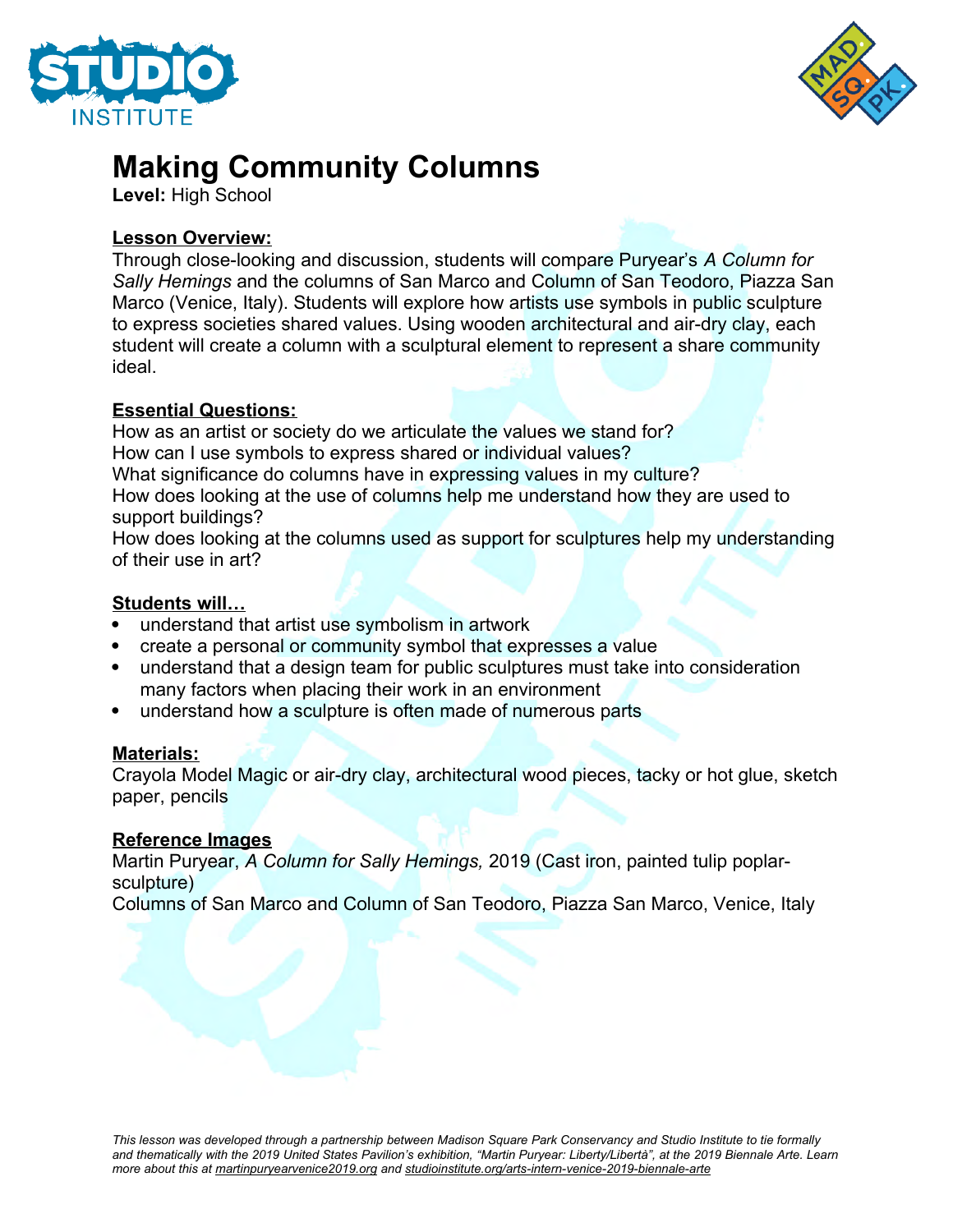# Making Community Columns

**Level:** High School

**Lesson Overview:**

Through close-looking and discussion, students will compare Puryear's *A Column for Sally Hemings* and the columns of San Marco and Column of San Teodoro, Piazza San Marco (Venice, Italy). Students will explore how artists use symbols in public sculpture to express societies shared values. Using wooden architectural and air-dry clay, each student will create a column with a sculptural element to represent a share community ideal.

**Essential Questions:**

How as an artist or society do we articulate the values we stand for?
How can I use symbols to express shared or individual values?
What significance do columns have in expressing values in my culture?
How does looking at the use of columns help me understand how they are used to support buildings?
How does looking at the columns used as support for sculptures help my understanding of their use in art?

**Students will…**

- understand that artist use symbolism in artwork
- create a personal or community symbol that expresses a value
- understand that a design team for public sculptures must take into consideration many factors when placing their work in an environment
- understand how a sculpture is often made of numerous parts

**Materials:**

Crayola Model Magic or air-dry clay, architectural wood pieces, tacky or hot glue, sketch paper, pencils

**Reference Images**

Martin Puryear, *A Column for Sally Hemings,* 2019 (Cast iron, painted tulip poplar-sculpture)
Columns of San Marco and Column of San Teodoro, Piazza San Marco, Venice, Italy

*This lesson was developed through a partnership between Madison Square Park Conservancy and Studio Institute to tie formally and thematically with the 2019 United States Pavilion's exhibition, "Martin Puryear: Liberty/Libertà", at the 2019 Biennale Arte. Learn more about this at martinpuryearvenice2019.org and studioinstitute.org/arts-intern-venice-2019-biennale-arte*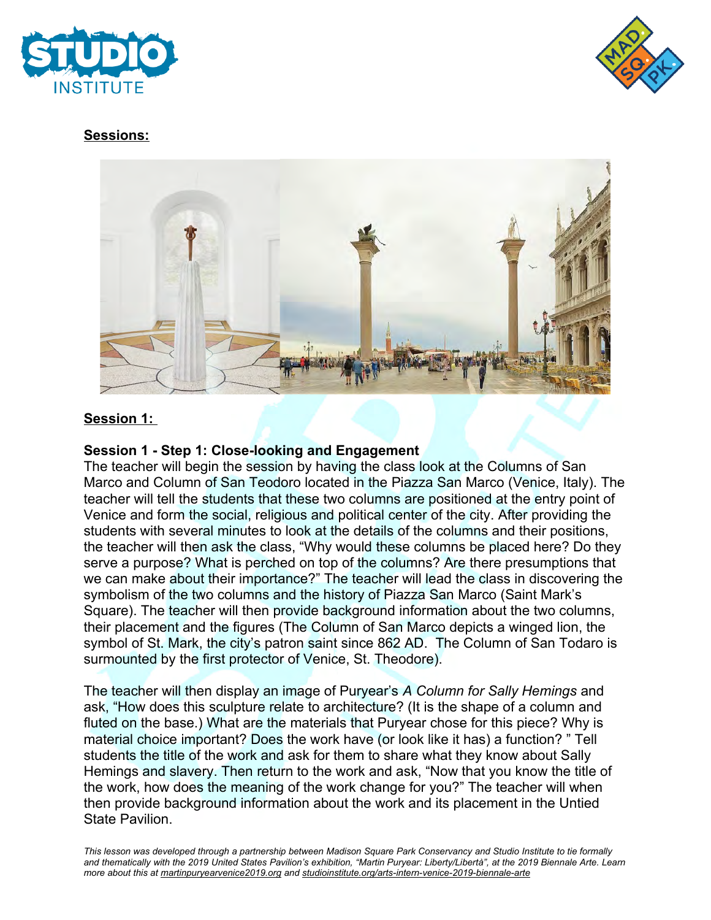**Sessions:**

**Session 1:**

**Session 1 - Step 1: Close-looking and Engagement**

The teacher will begin the session by having the class look at the Columns of San Marco and Column of San Teodoro located in the Piazza San Marco (Venice, Italy). The teacher will tell the students that these two columns are positioned at the entry point of Venice and form the social, religious and political center of the city. After providing the students with several minutes to look at the details of the columns and their positions, the teacher will then ask the class, "Why would these columns be placed here? Do they serve a purpose? What is perched on top of the columns? Are there presumptions that we can make about their importance?" The teacher will lead the class in discovering the symbolism of the two columns and the history of Piazza San Marco (Saint Mark's Square). The teacher will then provide background information about the two columns, their placement and the figures (The Column of San Marco depicts a winged lion, the symbol of St. Mark, the city's patron saint since 862 AD. The Column of San Todaro is surmounted by the first protector of Venice, St. Theodore).

The teacher will then display an image of Puryear's *A Column for Sally Hemings* and ask, "How does this sculpture relate to architecture? (It is the shape of a column and fluted on the base.) What are the materials that Puryear chose for this piece? Why is material choice important? Does the work have (or look like it has) a function? " Tell students the title of the work and ask for them to share what they know about Sally Hemings and slavery. Then return to the work and ask, "Now that you know the title of the work, how does the meaning of the work change for you?" The teacher will when then provide background information about the work and its placement in the Untied State Pavilion.

*This lesson was developed through a partnership between Madison Square Park Conservancy and Studio Institute to tie formally and thematically with the 2019 United States Pavilion's exhibition, "Martin Puryear: Liberty/Libertà", at the 2019 Biennale Arte. Learn more about this at martinpuryearvenice2019.org and studioinstitute.org/arts-intern-venice-2019-biennale-arte*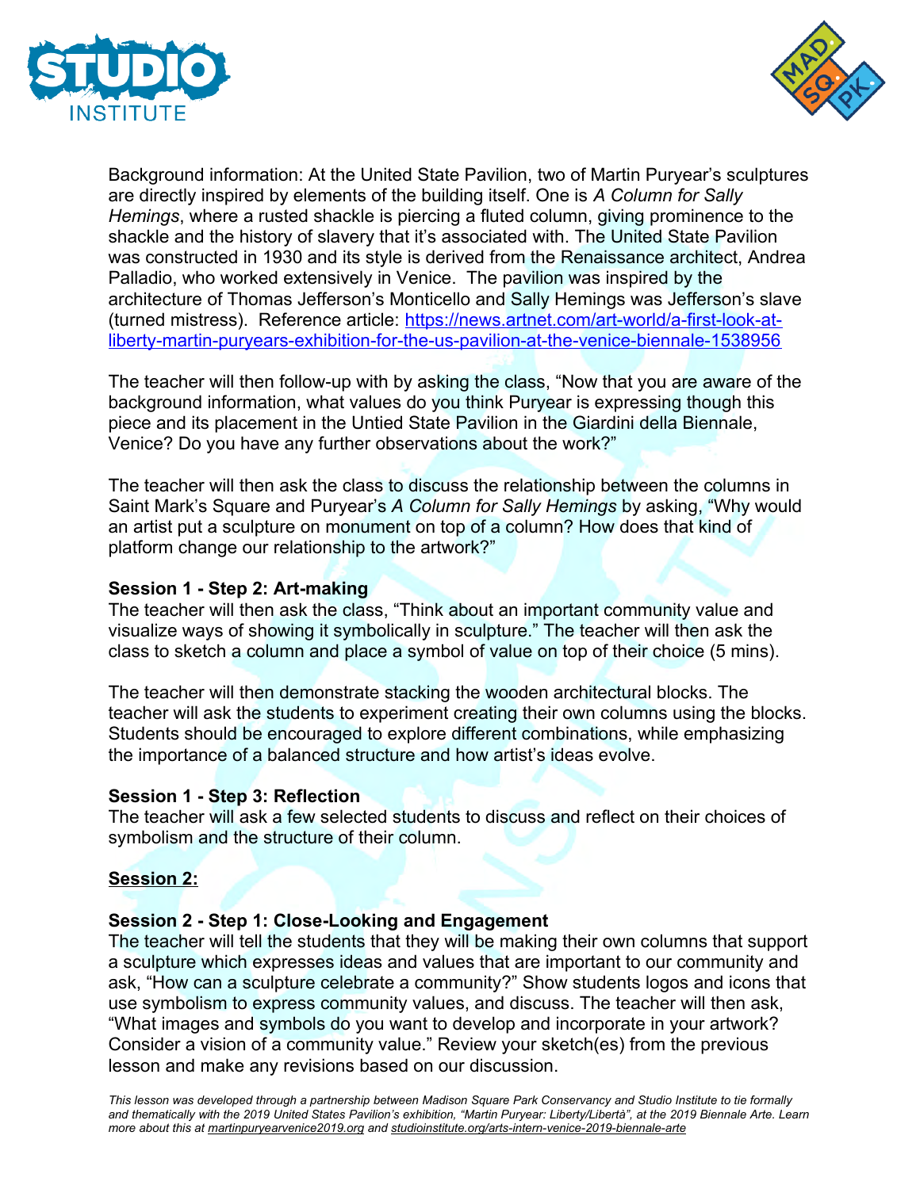Background information: At the United State Pavilion, two of Martin Puryear's sculptures are directly inspired by elements of the building itself. One is *A Column for Sally Hemings*, where a rusted shackle is piercing a fluted column, giving prominence to the shackle and the history of slavery that it's associated with. The United State Pavilion was constructed in 1930 and its style is derived from the Renaissance architect, Andrea Palladio, who worked extensively in Venice. The pavilion was inspired by the architecture of Thomas Jefferson's Monticello and Sally Hemings was Jefferson's slave (turned mistress). Reference article: [https://news.artnet.com/art-world/a-first-look-at-liberty-martin-puryears-exhibition-for-the-us-pavilion-at-the-venice-biennale-1538956](https://news.artnet.com/art-world/a-first-look-at-liberty-martin-puryears-exhibition-for-the-us-pavilion-at-the-venice-biennale-1538956)

The teacher will then follow-up with by asking the class, "Now that you are aware of the background information, what values do you think Puryear is expressing though this piece and its placement in the Untied State Pavilion in the Giardini della Biennale, Venice? Do you have any further observations about the work?"

The teacher will then ask the class to discuss the relationship between the columns in Saint Mark's Square and Puryear's *A Column for Sally Hemings* by asking, "Why would an artist put a sculpture on monument on top of a column? How does that kind of platform change our relationship to the artwork?"

**Session 1 - Step 2: Art-making**

The teacher will then ask the class, "Think about an important community value and visualize ways of showing it symbolically in sculpture." The teacher will then ask the class to sketch a column and place a symbol of value on top of their choice (5 mins).

The teacher will then demonstrate stacking the wooden architectural blocks. The teacher will ask the students to experiment creating their own columns using the blocks. Students should be encouraged to explore different combinations, while emphasizing the importance of a balanced structure and how artist's ideas evolve.

**Session 1 - Step 3: Reflection**

The teacher will ask a few selected students to discuss and reflect on their choices of symbolism and the structure of their column.

**Session 2:**

**Session 2 - Step 1: Close-Looking and Engagement**

The teacher will tell the students that they will be making their own columns that support a sculpture which expresses ideas and values that are important to our community and ask, "How can a sculpture celebrate a community?" Show students logos and icons that use symbolism to express community values, and discuss. The teacher will then ask, "What images and symbols do you want to develop and incorporate in your artwork? Consider a vision of a community value." Review your sketch(es) from the previous lesson and make any revisions based on our discussion.

*This lesson was developed through a partnership between Madison Square Park Conservancy and Studio Institute to tie formally and thematically with the 2019 United States Pavilion's exhibition, "Martin Puryear: Liberty/Libertà", at the 2019 Biennale Arte. Learn more about this at martinpuryearvenice2019.org and studioinstitute.org/arts-intern-venice-2019-biennale-arte*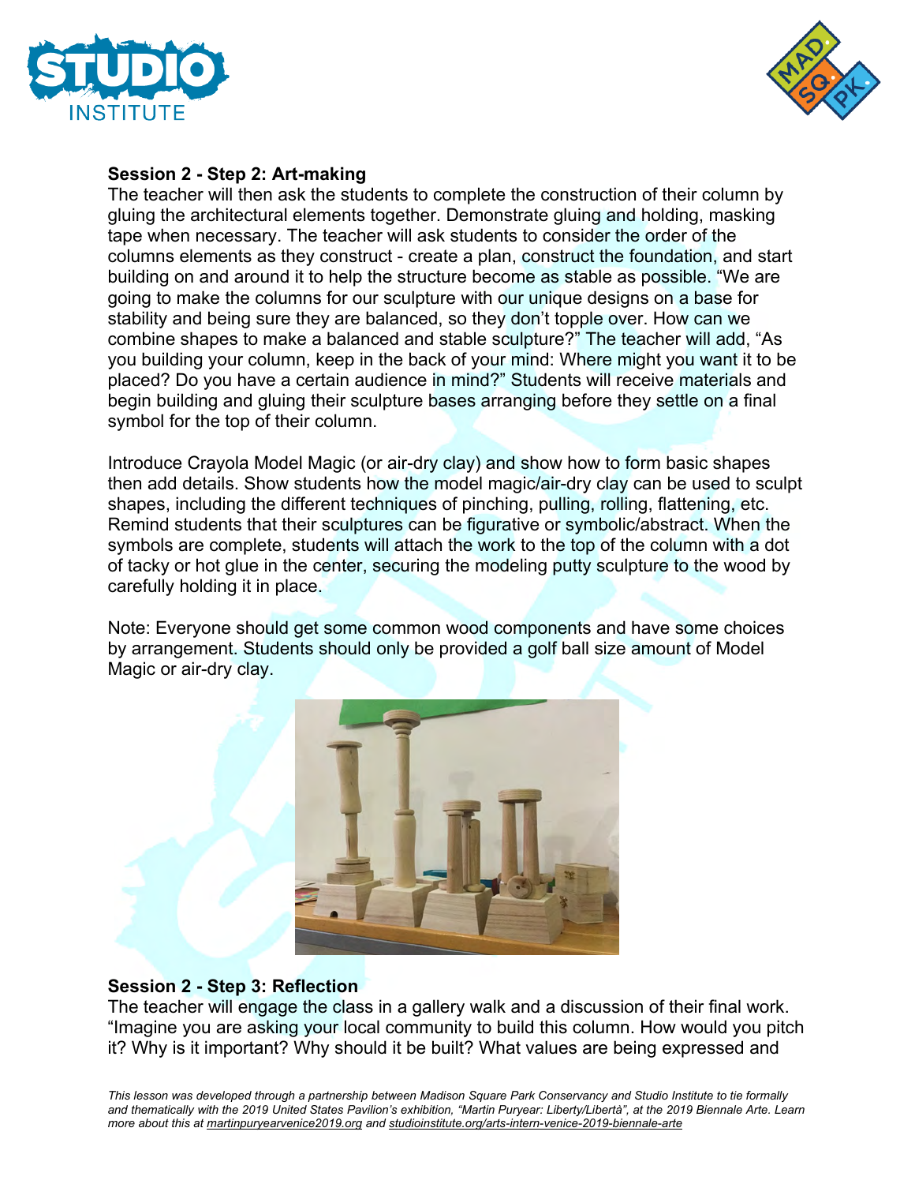**Session 2 - Step 2: Art-making**

The teacher will then ask the students to complete the construction of their column by gluing the architectural elements together. Demonstrate gluing and holding, masking tape when necessary. The teacher will ask students to consider the order of the columns elements as they construct - create a plan, construct the foundation, and start building on and around it to help the structure become as stable as possible. "We are going to make the columns for our sculpture with our unique designs on a base for stability and being sure they are balanced, so they don't topple over. How can we combine shapes to make a balanced and stable sculpture?" The teacher will add, "As you building your column, keep in the back of your mind: Where might you want it to be placed? Do you have a certain audience in mind?" Students will receive materials and begin building and gluing their sculpture bases arranging before they settle on a final symbol for the top of their column.

Introduce Crayola Model Magic (or air-dry clay) and show how to form basic shapes then add details. Show students how the model magic/air-dry clay can be used to sculpt shapes, including the different techniques of pinching, pulling, rolling, flattening, etc. Remind students that their sculptures can be figurative or symbolic/abstract. When the symbols are complete, students will attach the work to the top of the column with a dot of tacky or hot glue in the center, securing the modeling putty sculpture to the wood by carefully holding it in place.

Note: Everyone should get some common wood components and have some choices by arrangement. Students should only be provided a golf ball size amount of Model Magic or air-dry clay.

**Session 2 - Step 3: Reflection**

The teacher will engage the class in a gallery walk and a discussion of their final work. "Imagine you are asking your local community to build this column. How would you pitch it? Why is it important? Why should it be built? What values are being expressed and

*This lesson was developed through a partnership between Madison Square Park Conservancy and Studio Institute to tie formally and thematically with the 2019 United States Pavilion's exhibition, "Martin Puryear: Liberty/Libertà", at the 2019 Biennale Arte. Learn more about this at martinpuryearvenice2019.org and studioinstitute.org/arts-intern-venice-2019-biennale-arte*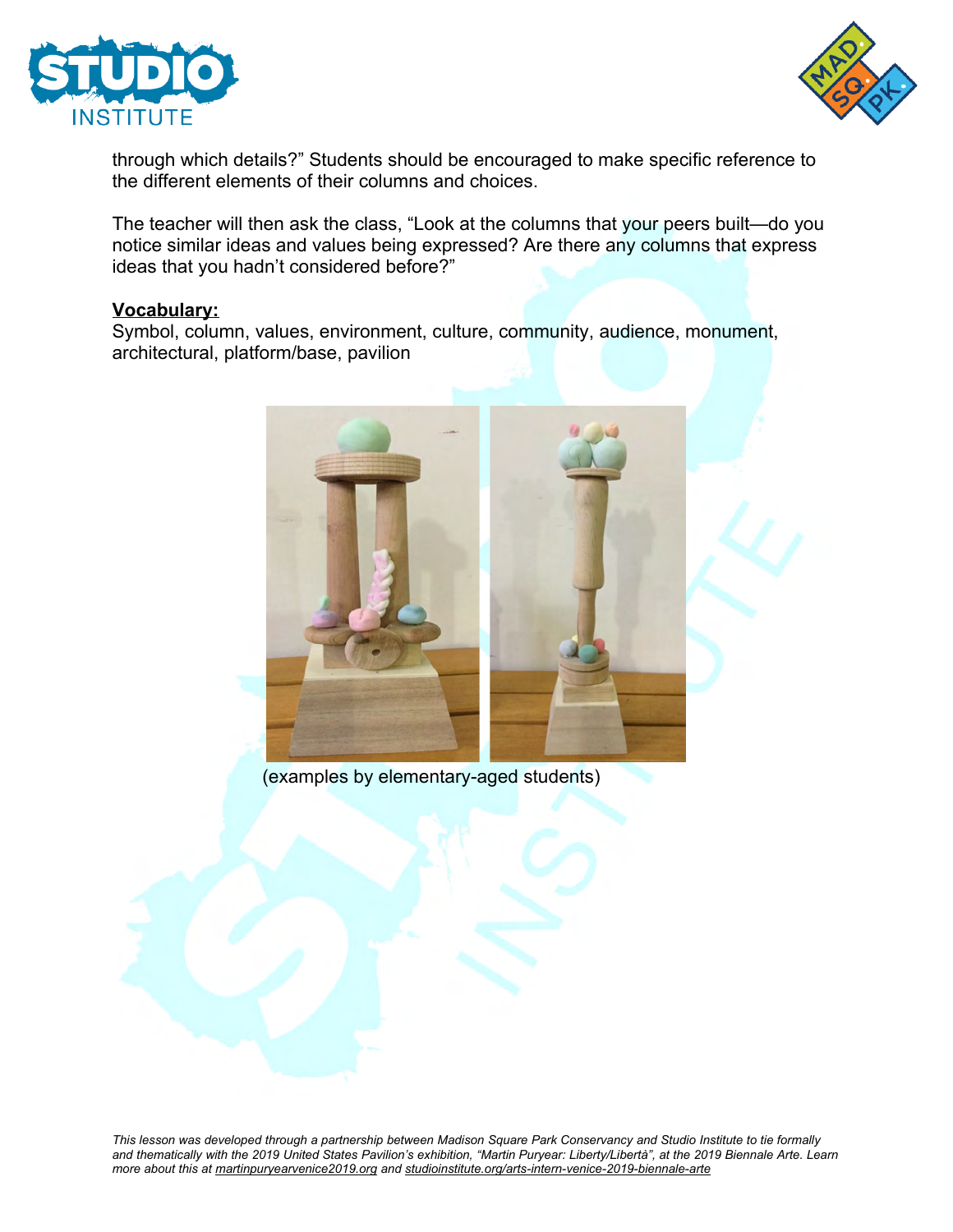through which details?" Students should be encouraged to make specific reference to the different elements of their columns and choices.

The teacher will then ask the class, "Look at the columns that your peers built—do you notice similar ideas and values being expressed? Are there any columns that express ideas that you hadn't considered before?"

**Vocabulary:**

Symbol, column, values, environment, culture, community, audience, monument, architectural, platform/base, pavilion

(examples by elementary-aged students)

*This lesson was developed through a partnership between Madison Square Park Conservancy and Studio Institute to tie formally and thematically with the 2019 United States Pavilion's exhibition, "Martin Puryear: Liberty/Libertà", at the 2019 Biennale Arte. Learn more about this at martinpuryearvenice2019.org and studioinstitute.org/arts-intern-venice-2019-biennale-arte*